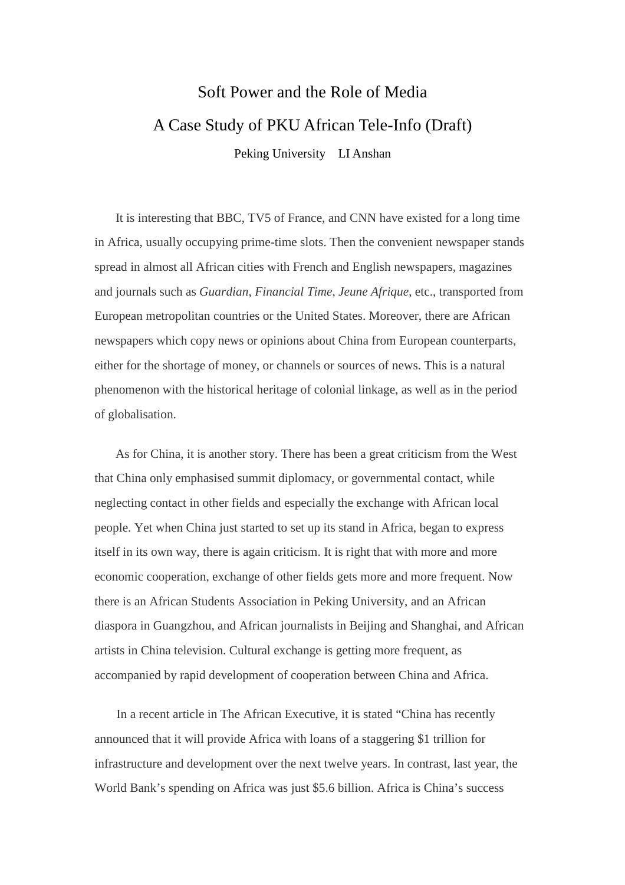# Soft Power and the Role of Media

## A Case Study of PKU African Tele-Info (Draft)

Peking University    LI Anshan

It is interesting that BBC, TV5 of France, and CNN have existed for a long time in Africa, usually occupying prime-time slots. Then the convenient newspaper stands spread in almost all African cities with French and English newspapers, magazines and journals such as *Guardian*, *Financial Time*, *Jeune Afrique*, etc., transported from European metropolitan countries or the United States. Moreover, there are African newspapers which copy news or opinions about China from European counterparts, either for the shortage of money, or channels or sources of news. This is a natural phenomenon with the historical heritage of colonial linkage, as well as in the period of globalisation.

As for China, it is another story. There has been a great criticism from the West that China only emphasised summit diplomacy, or governmental contact, while neglecting contact in other fields and especially the exchange with African local people. Yet when China just started to set up its stand in Africa, began to express itself in its own way, there is again criticism. It is right that with more and more economic cooperation, exchange of other fields gets more and more frequent. Now there is an African Students Association in Peking University, and an African diaspora in Guangzhou, and African journalists in Beijing and Shanghai, and African artists in China television. Cultural exchange is getting more frequent, as accompanied by rapid development of cooperation between China and Africa.

In a recent article in The African Executive, it is stated "China has recently announced that it will provide Africa with loans of a staggering $1 trillion for infrastructure and development over the next twelve years. In contrast, last year, the World Bank's spending on Africa was just $5.6 billion. Africa is China's success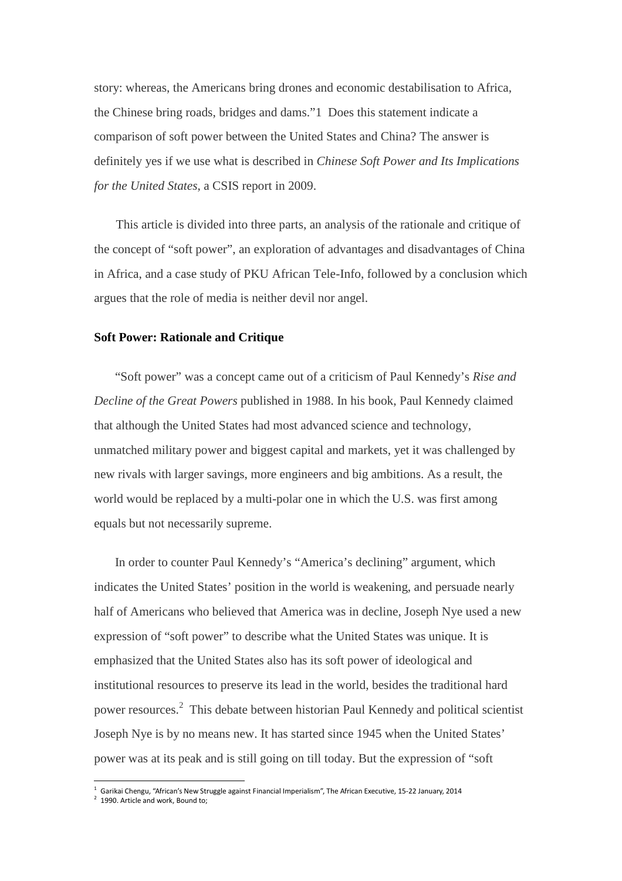story: whereas, the Americans bring drones and economic destabilisation to Africa, the Chinese bring roads, bridges and dams."1 Does this statement indicate a comparison of soft power between the United States and China? The answer is definitely yes if we use what is described in *Chinese Soft Power and Its Implications for the United States*, a CSIS report in 2009.

This article is divided into three parts, an analysis of the rationale and critique of the concept of "soft power", an exploration of advantages and disadvantages of China in Africa, and a case study of PKU African Tele-Info, followed by a conclusion which argues that the role of media is neither devil nor angel.

**Soft Power: Rationale and Critique**

"Soft power" was a concept came out of a criticism of Paul Kennedy's *Rise and Decline of the Great Powers* published in 1988. In his book, Paul Kennedy claimed that although the United States had most advanced science and technology, unmatched military power and biggest capital and markets, yet it was challenged by new rivals with larger savings, more engineers and big ambitions. As a result, the world would be replaced by a multi-polar one in which the U.S. was first among equals but not necessarily supreme.

In order to counter Paul Kennedy's "America's declining" argument, which indicates the United States' position in the world is weakening, and persuade nearly half of Americans who believed that America was in decline, Joseph Nye used a new expression of "soft power" to describe what the United States was unique. It is emphasized that the United States also has its soft power of ideological and institutional resources to preserve its lead in the world, besides the traditional hard power resources.[2] This debate between historian Paul Kennedy and political scientist Joseph Nye is by no means new. It has started since 1945 when the United States' power was at its peak and is still going on till today. But the expression of "soft

[1] Garikai Chengu, "African's New Struggle against Financial Imperialism", The African Executive, 15-22 January, 2014

[2] 1990. Article and work, Bound to;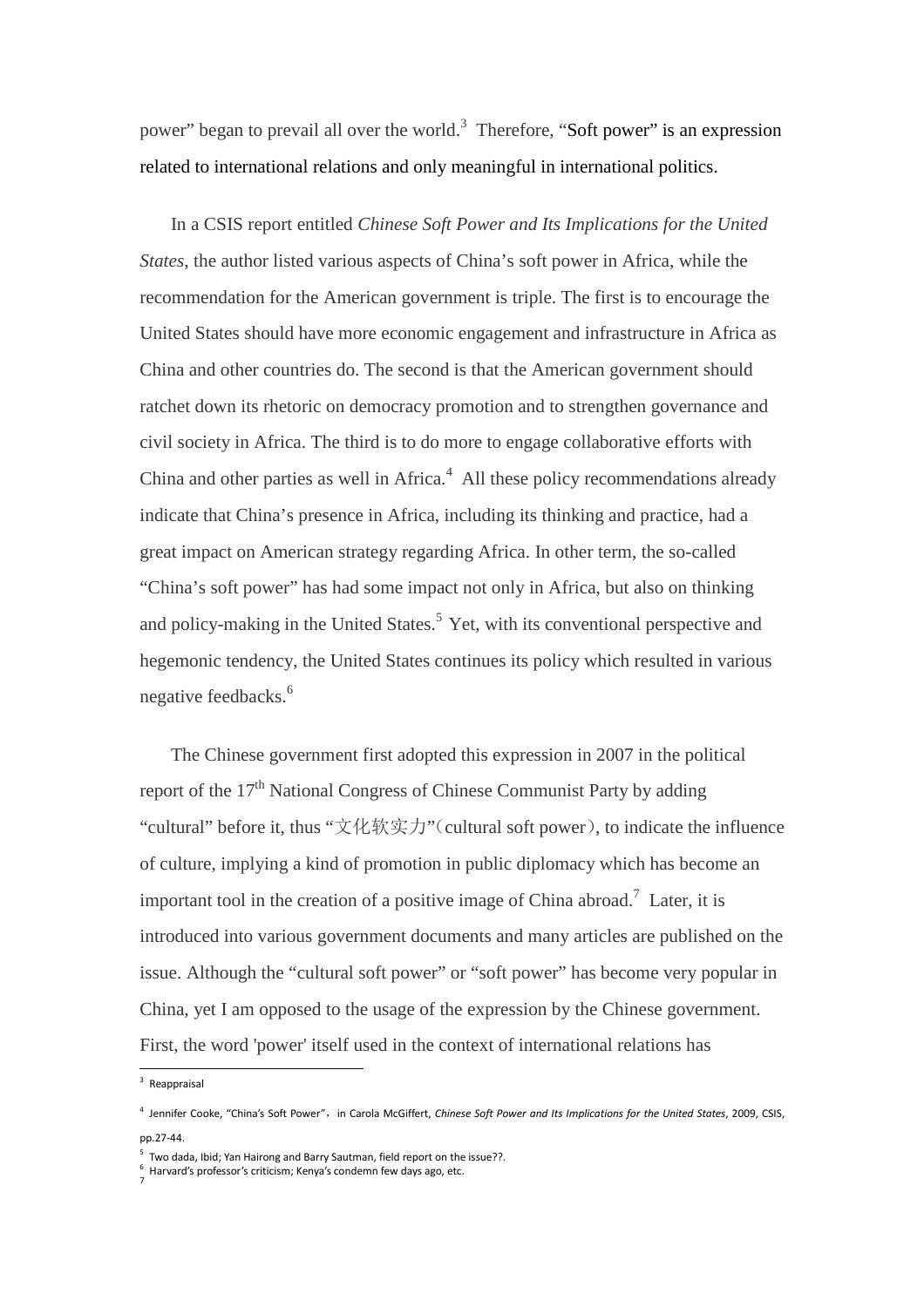power" began to prevail all over the world.[3] Therefore, "Soft power" is an expression related to international relations and only meaningful in international politics.

In a CSIS report entitled *Chinese Soft Power and Its Implications for the United States*, the author listed various aspects of China's soft power in Africa, while the recommendation for the American government is triple. The first is to encourage the United States should have more economic engagement and infrastructure in Africa as China and other countries do. The second is that the American government should ratchet down its rhetoric on democracy promotion and to strengthen governance and civil society in Africa. The third is to do more to engage collaborative efforts with China and other parties as well in Africa.[4] All these policy recommendations already indicate that China's presence in Africa, including its thinking and practice, had a great impact on American strategy regarding Africa. In other term, the so-called "China's soft power" has had some impact not only in Africa, but also on thinking and policy-making in the United States.[5] Yet, with its conventional perspective and hegemonic tendency, the United States continues its policy which resulted in various negative feedbacks.[6]

The Chinese government first adopted this expression in 2007 in the political report of the 17th National Congress of Chinese Communist Party by adding "cultural" before it, thus "文化软实力"（cultural soft power）, to indicate the influence of culture, implying a kind of promotion in public diplomacy which has become an important tool in the creation of a positive image of China abroad.[7] Later, it is introduced into various government documents and many articles are published on the issue. Although the "cultural soft power" or "soft power" has become very popular in China, yet I am opposed to the usage of the expression by the Chinese government. First, the word 'power' itself used in the context of international relations has

---

[3] Reappraisal

[4] Jennifer Cooke, "China's Soft Power", in Carola McGiffert, *Chinese Soft Power and Its Implications for the United States*, 2009, CSIS, pp.27-44.

[5] Two dada, Ibid; Yan Hairong and Barry Sautman, field report on the issue??.

[6] Harvard's professor's criticism; Kenya's condemn few days ago, etc.

[7]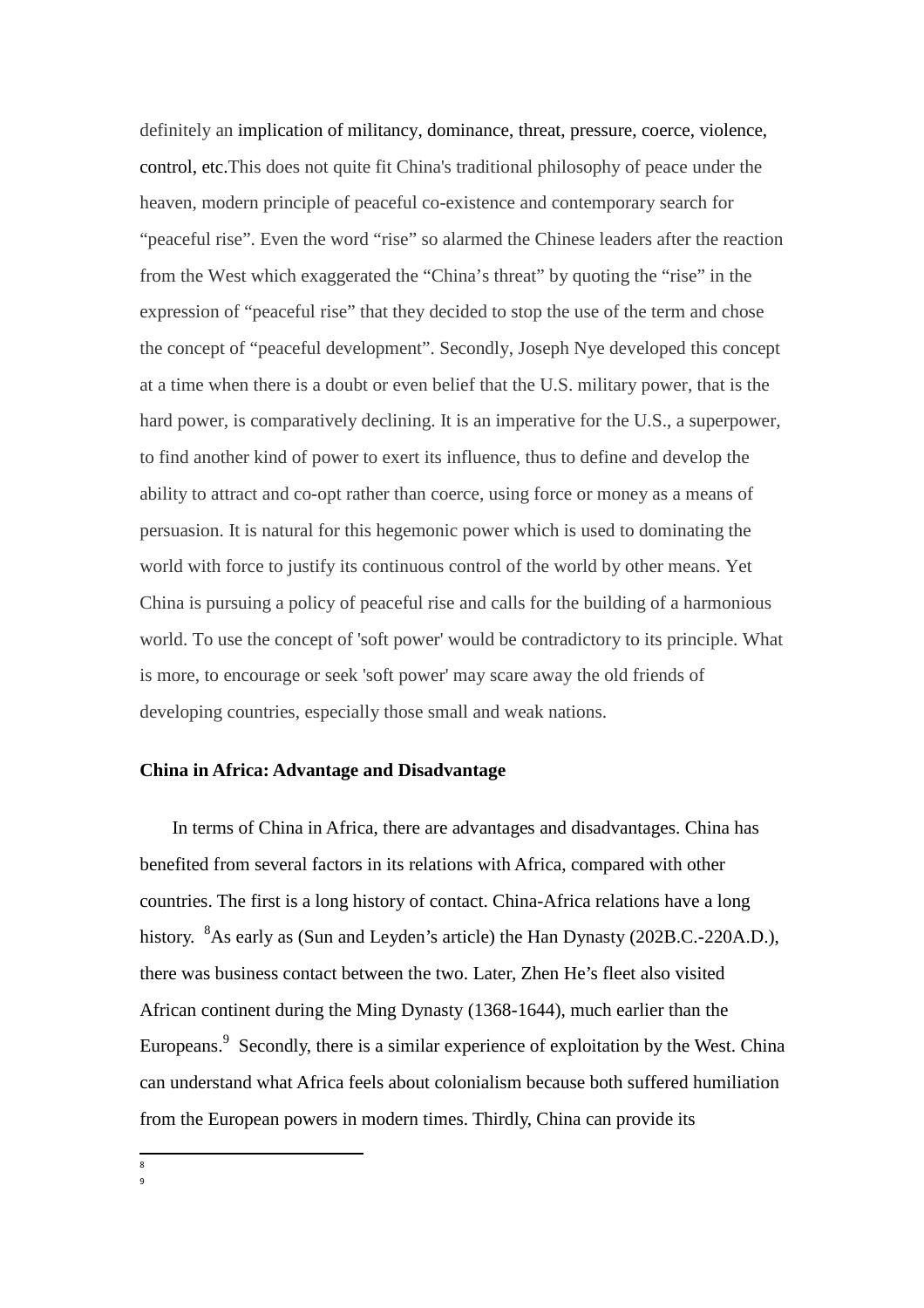definitely an implication of militancy, dominance, threat, pressure, coerce, violence, control, etc.This does not quite fit China's traditional philosophy of peace under the heaven, modern principle of peaceful co-existence and contemporary search for "peaceful rise". Even the word "rise" so alarmed the Chinese leaders after the reaction from the West which exaggerated the "China's threat" by quoting the "rise" in the expression of "peaceful rise" that they decided to stop the use of the term and chose the concept of "peaceful development". Secondly, Joseph Nye developed this concept at a time when there is a doubt or even belief that the U.S. military power, that is the hard power, is comparatively declining. It is an imperative for the U.S., a superpower, to find another kind of power to exert its influence, thus to define and develop the ability to attract and co-opt rather than coerce, using force or money as a means of persuasion. It is natural for this hegemonic power which is used to dominating the world with force to justify its continuous control of the world by other means. Yet China is pursuing a policy of peaceful rise and calls for the building of a harmonious world. To use the concept of 'soft power' would be contradictory to its principle. What is more, to encourage or seek 'soft power' may scare away the old friends of developing countries, especially those small and weak nations.

**China in Africa: Advantage and Disadvantage**

In terms of China in Africa, there are advantages and disadvantages. China has benefited from several factors in its relations with Africa, compared with other countries. The first is a long history of contact. China-Africa relations have a long history. [8]As early as (Sun and Leyden's article) the Han Dynasty (202B.C.-220A.D.), there was business contact between the two. Later, Zhen He's fleet also visited African continent during the Ming Dynasty (1368-1644), much earlier than the Europeans.[9] Secondly, there is a similar experience of exploitation by the West. China can understand what Africa feels about colonialism because both suffered humiliation from the European powers in modern times. Thirdly, China can provide its

8

9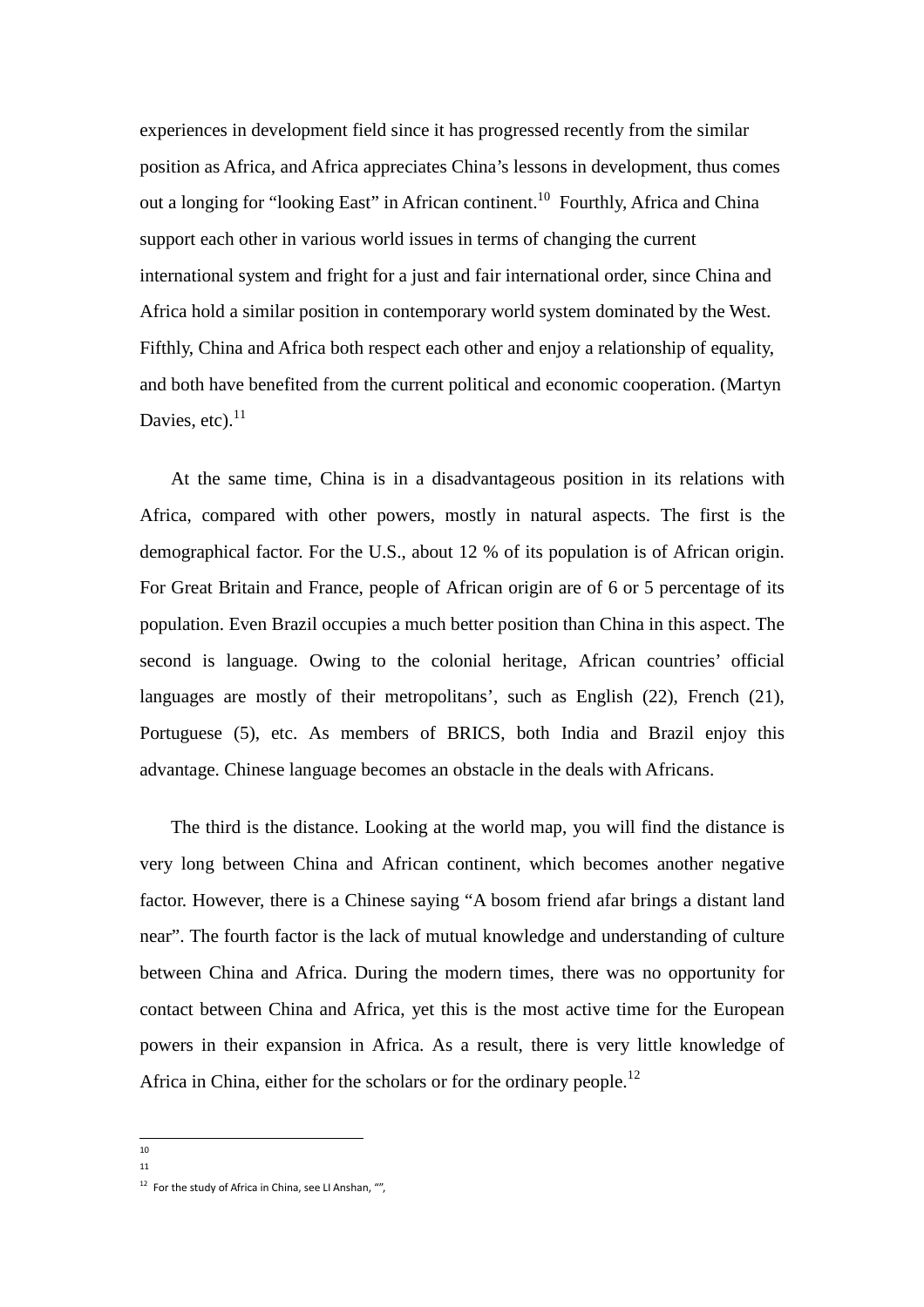experiences in development field since it has progressed recently from the similar position as Africa, and Africa appreciates China's lessons in development, thus comes out a longing for "looking East" in African continent.[10] Fourthly, Africa and China support each other in various world issues in terms of changing the current international system and fright for a just and fair international order, since China and Africa hold a similar position in contemporary world system dominated by the West. Fifthly, China and Africa both respect each other and enjoy a relationship of equality, and both have benefited from the current political and economic cooperation. (Martyn Davies, etc).[11]

At the same time, China is in a disadvantageous position in its relations with Africa, compared with other powers, mostly in natural aspects. The first is the demographical factor. For the U.S., about 12 % of its population is of African origin. For Great Britain and France, people of African origin are of 6 or 5 percentage of its population. Even Brazil occupies a much better position than China in this aspect. The second is language. Owing to the colonial heritage, African countries' official languages are mostly of their metropolitans', such as English (22), French (21), Portuguese (5), etc. As members of BRICS, both India and Brazil enjoy this advantage. Chinese language becomes an obstacle in the deals with Africans.

The third is the distance. Looking at the world map, you will find the distance is very long between China and African continent, which becomes another negative factor. However, there is a Chinese saying "A bosom friend afar brings a distant land near". The fourth factor is the lack of mutual knowledge and understanding of culture between China and Africa. During the modern times, there was no opportunity for contact between China and Africa, yet this is the most active time for the European powers in their expansion in Africa. As a result, there is very little knowledge of Africa in China, either for the scholars or for the ordinary people.[12]

---

[10]

[11]

[12] For the study of Africa in China, see LI Anshan, "",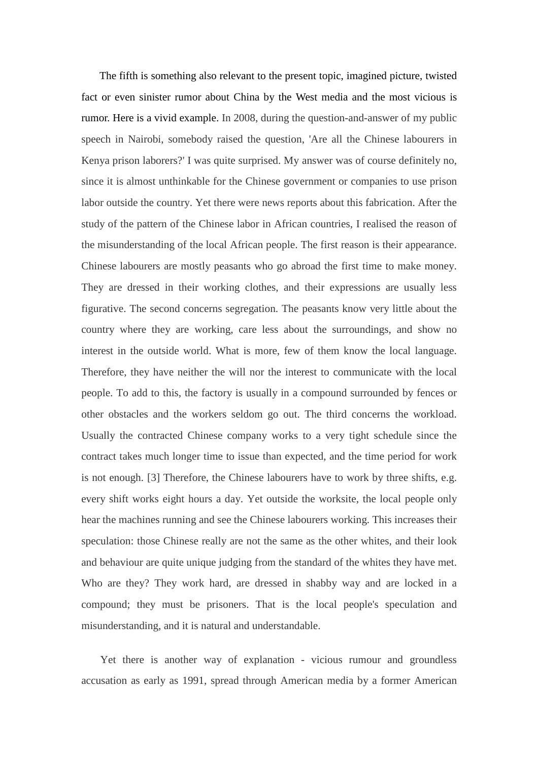The fifth is something also relevant to the present topic, imagined picture, twisted fact or even sinister rumor about China by the West media and the most vicious is rumor. Here is a vivid example. In 2008, during the question-and-answer of my public speech in Nairobi, somebody raised the question, 'Are all the Chinese labourers in Kenya prison laborers?' I was quite surprised. My answer was of course definitely no, since it is almost unthinkable for the Chinese government or companies to use prison labor outside the country. Yet there were news reports about this fabrication. After the study of the pattern of the Chinese labor in African countries, I realised the reason of the misunderstanding of the local African people. The first reason is their appearance. Chinese labourers are mostly peasants who go abroad the first time to make money. They are dressed in their working clothes, and their expressions are usually less figurative. The second concerns segregation. The peasants know very little about the country where they are working, care less about the surroundings, and show no interest in the outside world. What is more, few of them know the local language. Therefore, they have neither the will nor the interest to communicate with the local people. To add to this, the factory is usually in a compound surrounded by fences or other obstacles and the workers seldom go out. The third concerns the workload. Usually the contracted Chinese company works to a very tight schedule since the contract takes much longer time to issue than expected, and the time period for work is not enough. [3] Therefore, the Chinese labourers have to work by three shifts, e.g. every shift works eight hours a day. Yet outside the worksite, the local people only hear the machines running and see the Chinese labourers working. This increases their speculation: those Chinese really are not the same as the other whites, and their look and behaviour are quite unique judging from the standard of the whites they have met. Who are they? They work hard, are dressed in shabby way and are locked in a compound; they must be prisoners. That is the local people's speculation and misunderstanding, and it is natural and understandable.

Yet there is another way of explanation - vicious rumour and groundless accusation as early as 1991, spread through American media by a former American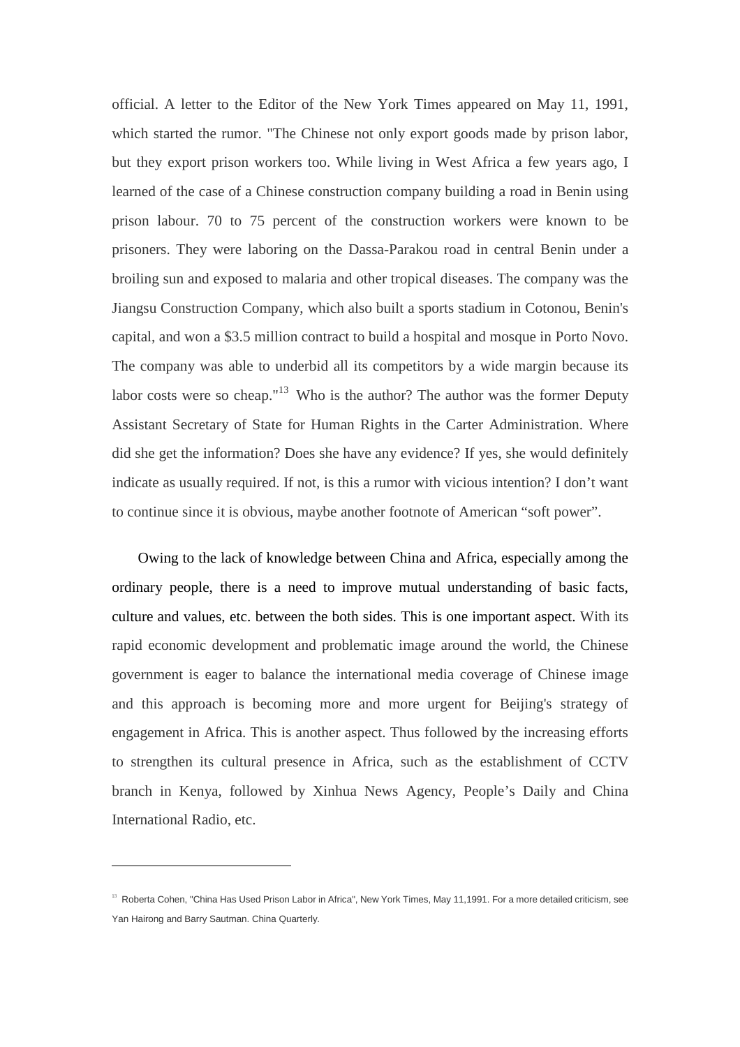official. A letter to the Editor of the New York Times appeared on May 11, 1991, which started the rumor. "The Chinese not only export goods made by prison labor, but they export prison workers too. While living in West Africa a few years ago, I learned of the case of a Chinese construction company building a road in Benin using prison labour. 70 to 75 percent of the construction workers were known to be prisoners. They were laboring on the Dassa-Parakou road in central Benin under a broiling sun and exposed to malaria and other tropical diseases. The company was the Jiangsu Construction Company, which also built a sports stadium in Cotonou, Benin's capital, and won a $3.5 million contract to build a hospital and mosque in Porto Novo. The company was able to underbid all its competitors by a wide margin because its labor costs were so cheap."[13] Who is the author? The author was the former Deputy Assistant Secretary of State for Human Rights in the Carter Administration. Where did she get the information? Does she have any evidence? If yes, she would definitely indicate as usually required. If not, is this a rumor with vicious intention? I don't want to continue since it is obvious, maybe another footnote of American "soft power".

Owing to the lack of knowledge between China and Africa, especially among the ordinary people, there is a need to improve mutual understanding of basic facts, culture and values, etc. between the both sides. This is one important aspect. With its rapid economic development and problematic image around the world, the Chinese government is eager to balance the international media coverage of Chinese image and this approach is becoming more and more urgent for Beijing's strategy of engagement in Africa. This is another aspect. Thus followed by the increasing efforts to strengthen its cultural presence in Africa, such as the establishment of CCTV branch in Kenya, followed by Xinhua News Agency, People's Daily and China International Radio, etc.

---

[13] Roberta Cohen, "China Has Used Prison Labor in Africa", New York Times, May 11,1991. For a more detailed criticism, see Yan Hairong and Barry Sautman. China Quarterly.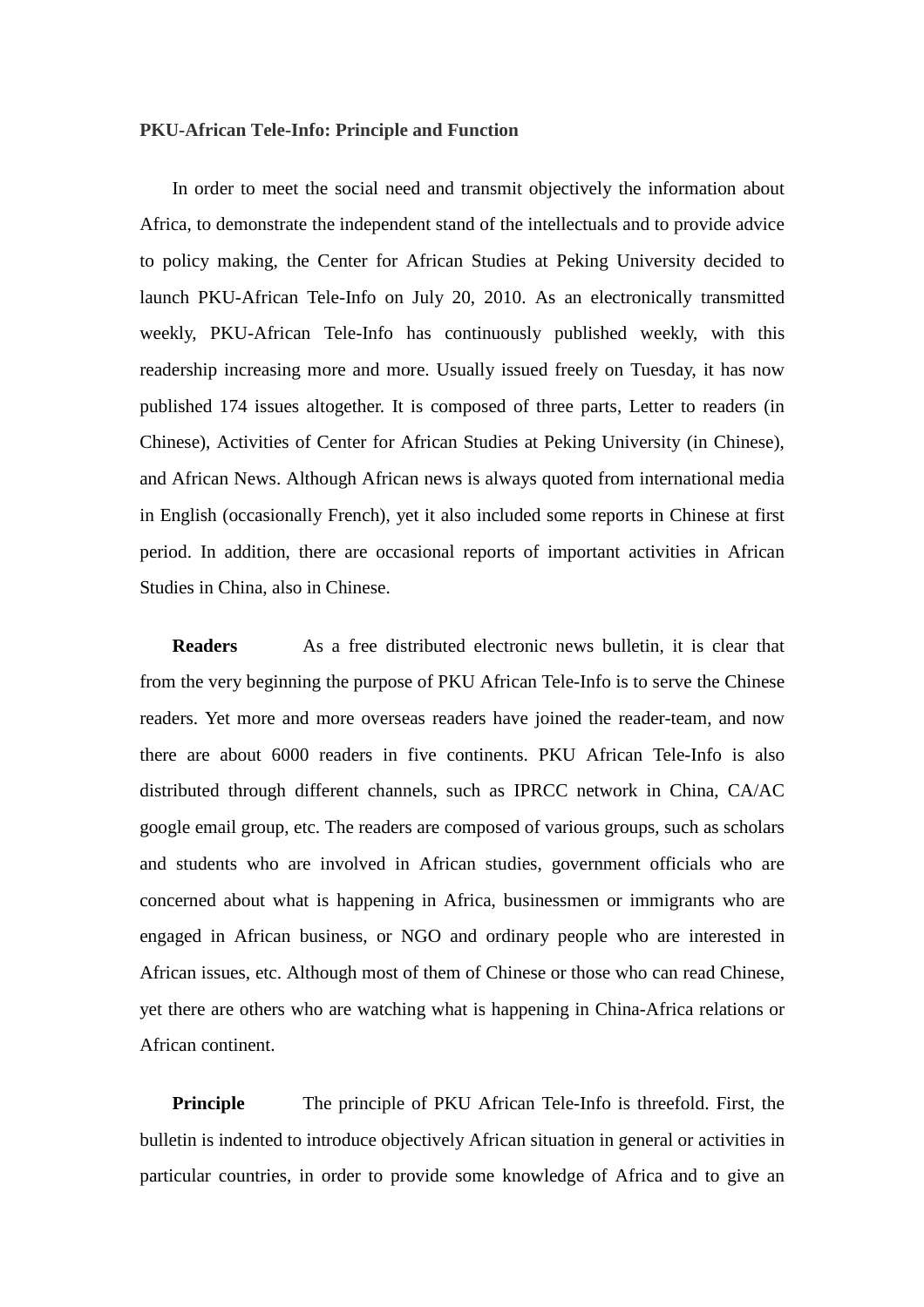**PKU-African Tele-Info: Principle and Function**

In order to meet the social need and transmit objectively the information about Africa, to demonstrate the independent stand of the intellectuals and to provide advice to policy making, the Center for African Studies at Peking University decided to launch PKU-African Tele-Info on July 20, 2010. As an electronically transmitted weekly, PKU-African Tele-Info has continuously published weekly, with this readership increasing more and more. Usually issued freely on Tuesday, it has now published 174 issues altogether. It is composed of three parts, Letter to readers (in Chinese), Activities of Center for African Studies at Peking University (in Chinese), and African News. Although African news is always quoted from international media in English (occasionally French), yet it also included some reports in Chinese at first period. In addition, there are occasional reports of important activities in African Studies in China, also in Chinese.

**Readers** As a free distributed electronic news bulletin, it is clear that from the very beginning the purpose of PKU African Tele-Info is to serve the Chinese readers. Yet more and more overseas readers have joined the reader-team, and now there are about 6000 readers in five continents. PKU African Tele-Info is also distributed through different channels, such as IPRCC network in China, CA/AC google email group, etc. The readers are composed of various groups, such as scholars and students who are involved in African studies, government officials who are concerned about what is happening in Africa, businessmen or immigrants who are engaged in African business, or NGO and ordinary people who are interested in African issues, etc. Although most of them of Chinese or those who can read Chinese, yet there are others who are watching what is happening in China-Africa relations or African continent.

**Principle** The principle of PKU African Tele-Info is threefold. First, the bulletin is indented to introduce objectively African situation in general or activities in particular countries, in order to provide some knowledge of Africa and to give an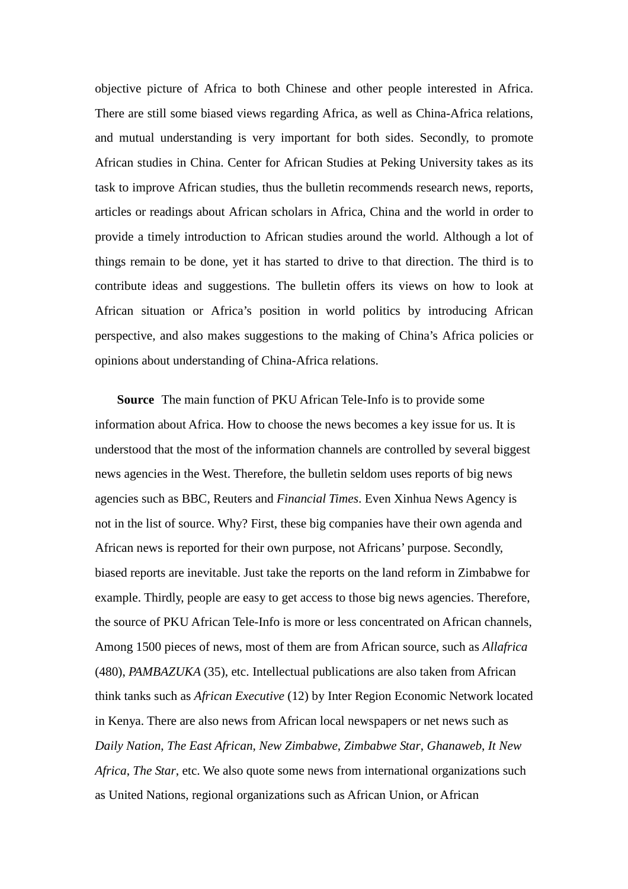objective picture of Africa to both Chinese and other people interested in Africa. There are still some biased views regarding Africa, as well as China-Africa relations, and mutual understanding is very important for both sides. Secondly, to promote African studies in China. Center for African Studies at Peking University takes as its task to improve African studies, thus the bulletin recommends research news, reports, articles or readings about African scholars in Africa, China and the world in order to provide a timely introduction to African studies around the world. Although a lot of things remain to be done, yet it has started to drive to that direction. The third is to contribute ideas and suggestions. The bulletin offers its views on how to look at African situation or Africa's position in world politics by introducing African perspective, and also makes suggestions to the making of China's Africa policies or opinions about understanding of China-Africa relations.

**Source** The main function of PKU African Tele-Info is to provide some information about Africa. How to choose the news becomes a key issue for us. It is understood that the most of the information channels are controlled by several biggest news agencies in the West. Therefore, the bulletin seldom uses reports of big news agencies such as BBC, Reuters and *Financial Times*. Even Xinhua News Agency is not in the list of source. Why? First, these big companies have their own agenda and African news is reported for their own purpose, not Africans' purpose. Secondly, biased reports are inevitable. Just take the reports on the land reform in Zimbabwe for example. Thirdly, people are easy to get access to those big news agencies. Therefore, the source of PKU African Tele-Info is more or less concentrated on African channels, Among 1500 pieces of news, most of them are from African source, such as *Allafrica* (480), *PAMBAZUKA* (35), etc. Intellectual publications are also taken from African think tanks such as *African Executive* (12) by Inter Region Economic Network located in Kenya. There are also news from African local newspapers or net news such as *Daily Nation*, *The East African*, *New Zimbabwe*, *Zimbabwe Star*, *Ghanaweb*, *It New Africa*, *The Star*, etc. We also quote some news from international organizations such as United Nations, regional organizations such as African Union, or African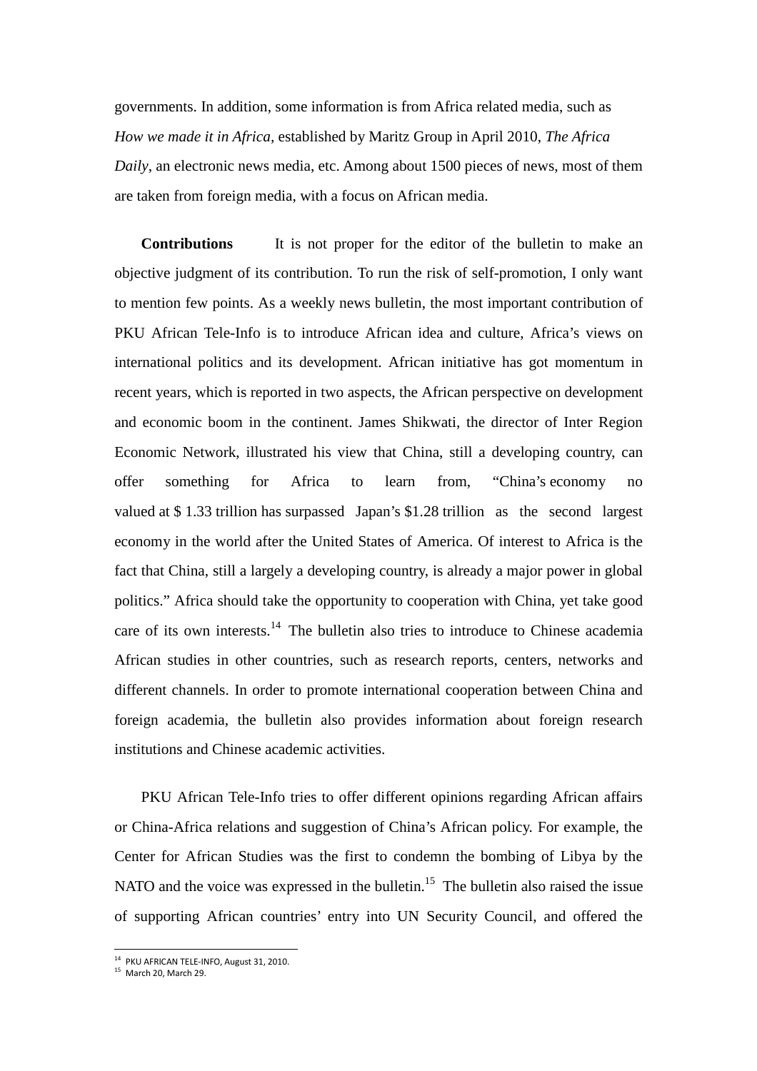governments. In addition, some information is from Africa related media, such as *How we made it in Africa*, established by Maritz Group in April 2010, *The Africa Daily*, an electronic news media, etc. Among about 1500 pieces of news, most of them are taken from foreign media, with a focus on African media.

**Contributions** It is not proper for the editor of the bulletin to make an objective judgment of its contribution. To run the risk of self-promotion, I only want to mention few points. As a weekly news bulletin, the most important contribution of PKU African Tele-Info is to introduce African idea and culture, Africa's views on international politics and its development. African initiative has got momentum in recent years, which is reported in two aspects, the African perspective on development and economic boom in the continent. James Shikwati, the director of Inter Region Economic Network, illustrated his view that China, still a developing country, can offer something for Africa to learn from, "China's economy no valued at $ 1.33 trillion has surpassed Japan's $1.28 trillion as the second largest economy in the world after the United States of America. Of interest to Africa is the fact that China, still a largely a developing country, is already a major power in global politics." Africa should take the opportunity to cooperation with China, yet take good care of its own interests.[14] The bulletin also tries to introduce to Chinese academia African studies in other countries, such as research reports, centers, networks and different channels. In order to promote international cooperation between China and foreign academia, the bulletin also provides information about foreign research institutions and Chinese academic activities.

PKU African Tele-Info tries to offer different opinions regarding African affairs or China-Africa relations and suggestion of China's African policy. For example, the Center for African Studies was the first to condemn the bombing of Libya by the NATO and the voice was expressed in the bulletin.[15] The bulletin also raised the issue of supporting African countries' entry into UN Security Council, and offered the

[14] PKU AFRICAN TELE-INFO, August 31, 2010.

[15] March 20, March 29.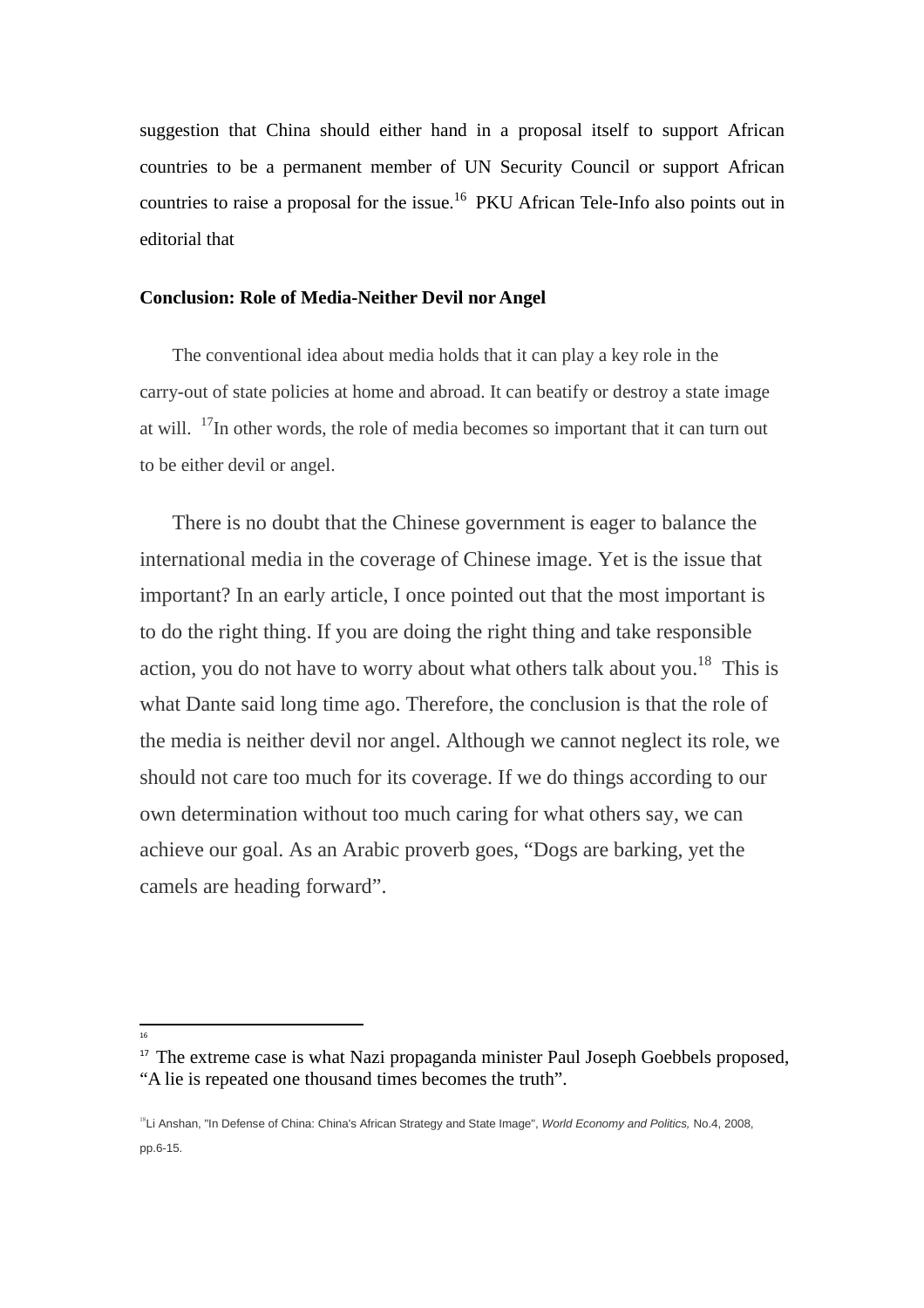suggestion that China should either hand in a proposal itself to support African countries to be a permanent member of UN Security Council or support African countries to raise a proposal for the issue.[16] PKU African Tele-Info also points out in editorial that

**Conclusion: Role of Media-Neither Devil nor Angel**

The conventional idea about media holds that it can play a key role in the carry-out of state policies at home and abroad. It can beatify or destroy a state image at will. [17]In other words, the role of media becomes so important that it can turn out to be either devil or angel.

There is no doubt that the Chinese government is eager to balance the international media in the coverage of Chinese image. Yet is the issue that important? In an early article, I once pointed out that the most important is to do the right thing. If you are doing the right thing and take responsible action, you do not have to worry about what others talk about you.[18] This is what Dante said long time ago. Therefore, the conclusion is that the role of the media is neither devil nor angel. Although we cannot neglect its role, we should not care too much for its coverage. If we do things according to our own determination without too much caring for what others say, we can achieve our goal. As an Arabic proverb goes, "Dogs are barking, yet the camels are heading forward".

---

[16]

[17] The extreme case is what Nazi propaganda minister Paul Joseph Goebbels proposed, "A lie is repeated one thousand times becomes the truth".

[18] Li Anshan, "In Defense of China: China's African Strategy and State Image", *World Economy and Politics,* No.4, 2008, pp.6-15.